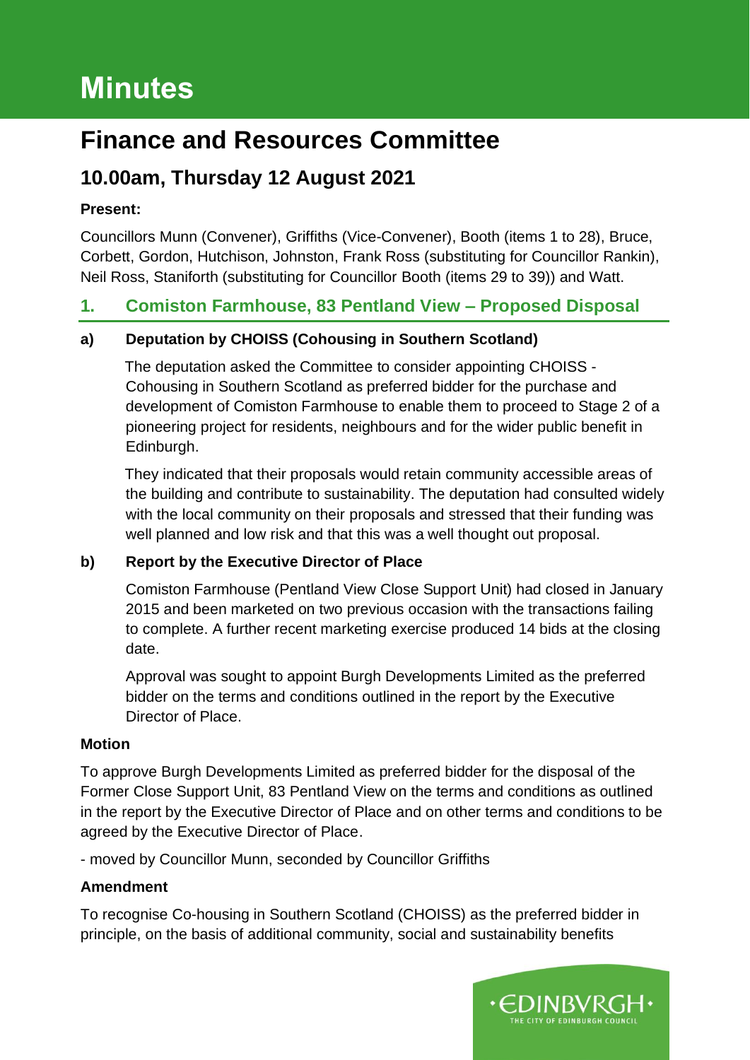# Minutes

# Finance and Resources Committee

## 10.00am, Thursday 12 August 2021

**Present:**

Councillors Munn (Convener), Griffiths (Vice-Convener), Booth (items 1 to 28), Bruce, Corbett, Gordon, Hutchison, Johnston, Frank Ross (substituting for Councillor Rankin), Neil Ross, Staniforth (substituting for Councillor Booth (items 29 to 39)) and Watt.

### 1. Comiston Farmhouse, 83 Pentland View – Proposed Disposal

**a) Deputation by CHOISS (Cohousing in Southern Scotland)**

The deputation asked the Committee to consider appointing CHOISS - Cohousing in Southern Scotland as preferred bidder for the purchase and development of Comiston Farmhouse to enable them to proceed to Stage 2 of a pioneering project for residents, neighbours and for the wider public benefit in Edinburgh.

They indicated that their proposals would retain community accessible areas of the building and contribute to sustainability. The deputation had consulted widely with the local community on their proposals and stressed that their funding was well planned and low risk and that this was a well thought out proposal.

**b) Report by the Executive Director of Place**

Comiston Farmhouse (Pentland View Close Support Unit) had closed in January 2015 and been marketed on two previous occasion with the transactions failing to complete. A further recent marketing exercise produced 14 bids at the closing date.

Approval was sought to appoint Burgh Developments Limited as the preferred bidder on the terms and conditions outlined in the report by the Executive Director of Place.

**Motion**

To approve Burgh Developments Limited as preferred bidder for the disposal of the Former Close Support Unit, 83 Pentland View on the terms and conditions as outlined in the report by the Executive Director of Place and on other terms and conditions to be agreed by the Executive Director of Place.

- moved by Councillor Munn, seconded by Councillor Griffiths

**Amendment**

To recognise Co-housing in Southern Scotland (CHOISS) as the preferred bidder in principle, on the basis of additional community, social and sustainability benefits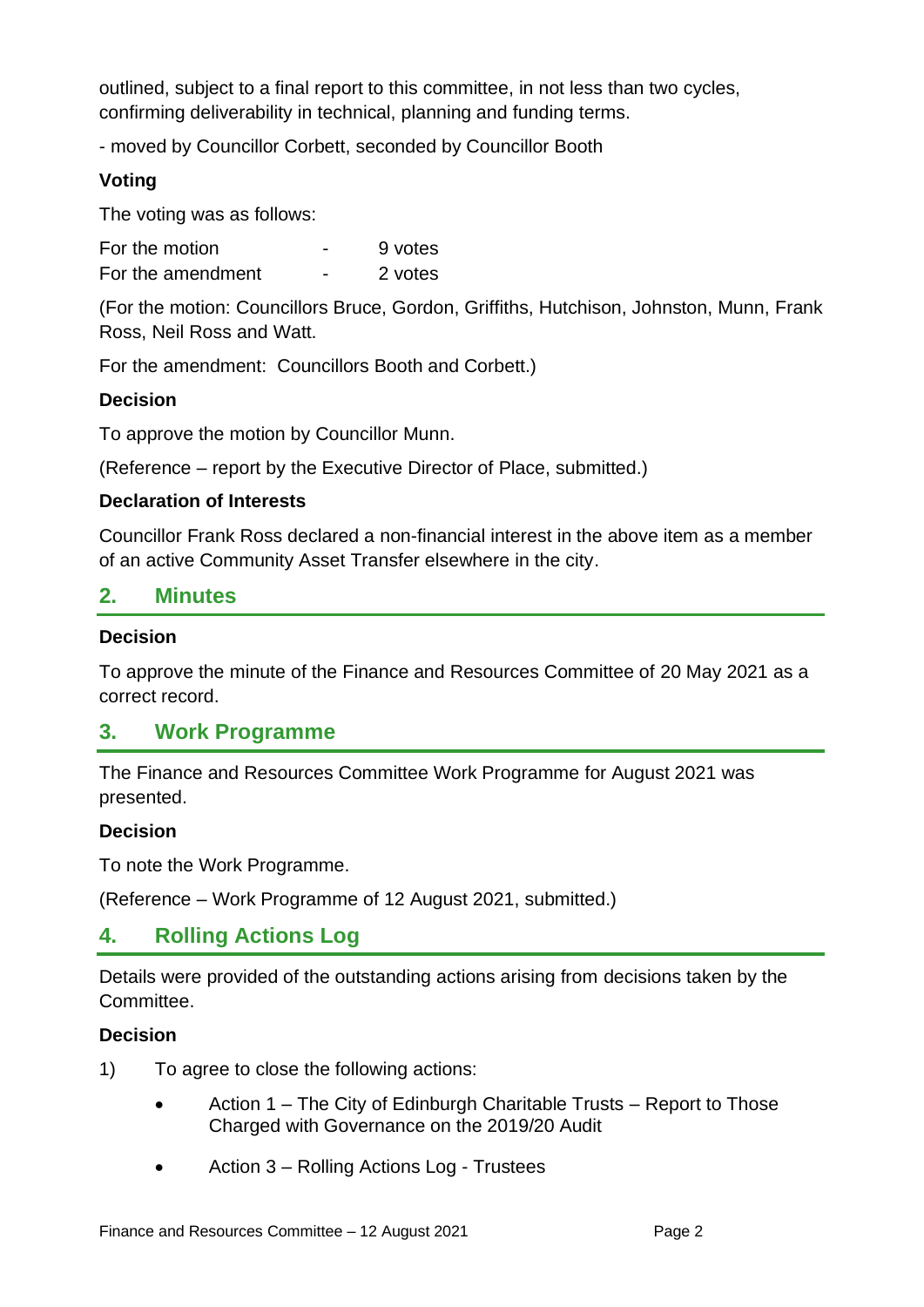outlined, subject to a final report to this committee, in not less than two cycles, confirming deliverability in technical, planning and funding terms.

- moved by Councillor Corbett, seconded by Councillor Booth

**Voting**

The voting was as follows:

| | | |
|---|---|---|
| For the motion | - | 9 votes |
| For the amendment | - | 2 votes |

(For the motion: Councillors Bruce, Gordon, Griffiths, Hutchison, Johnston, Munn, Frank Ross, Neil Ross and Watt.

For the amendment: Councillors Booth and Corbett.)

**Decision**

To approve the motion by Councillor Munn.

(Reference – report by the Executive Director of Place, submitted.)

**Declaration of Interests**

Councillor Frank Ross declared a non-financial interest in the above item as a member of an active Community Asset Transfer elsewhere in the city.

## 2. Minutes

**Decision**

To approve the minute of the Finance and Resources Committee of 20 May 2021 as a correct record.

## 3. Work Programme

The Finance and Resources Committee Work Programme for August 2021 was presented.

**Decision**

To note the Work Programme.

(Reference – Work Programme of 12 August 2021, submitted.)

## 4. Rolling Actions Log

Details were provided of the outstanding actions arising from decisions taken by the Committee.

**Decision**

1) To agree to close the following actions:

- Action 1 – The City of Edinburgh Charitable Trusts – Report to Those Charged with Governance on the 2019/20 Audit
- Action 3 – Rolling Actions Log - Trustees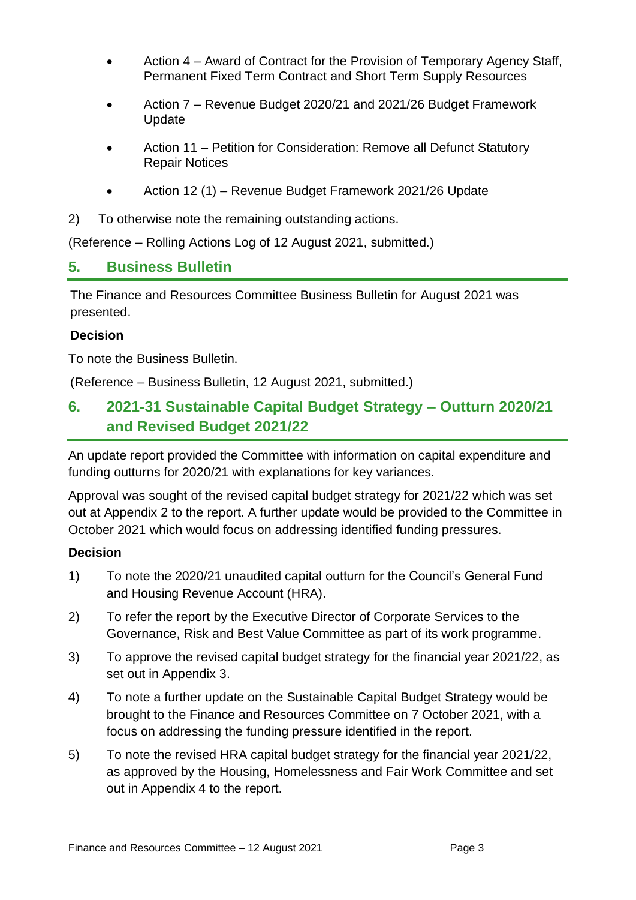- Action 4 – Award of Contract for the Provision of Temporary Agency Staff, Permanent Fixed Term Contract and Short Term Supply Resources
- Action 7 – Revenue Budget 2020/21 and 2021/26 Budget Framework Update
- Action 11 – Petition for Consideration: Remove all Defunct Statutory Repair Notices
- Action 12 (1) – Revenue Budget Framework 2021/26 Update

2) To otherwise note the remaining outstanding actions.

(Reference – Rolling Actions Log of 12 August 2021, submitted.)

## 5. Business Bulletin

The Finance and Resources Committee Business Bulletin for August 2021 was presented.

**Decision**

To note the Business Bulletin.

(Reference – Business Bulletin, 12 August 2021, submitted.)

## 6. 2021-31 Sustainable Capital Budget Strategy – Outturn 2020/21 and Revised Budget 2021/22

An update report provided the Committee with information on capital expenditure and funding outturns for 2020/21 with explanations for key variances.

Approval was sought of the revised capital budget strategy for 2021/22 which was set out at Appendix 2 to the report. A further update would be provided to the Committee in October 2021 which would focus on addressing identified funding pressures.

**Decision**

1) To note the 2020/21 unaudited capital outturn for the Council's General Fund and Housing Revenue Account (HRA).

2) To refer the report by the Executive Director of Corporate Services to the Governance, Risk and Best Value Committee as part of its work programme.

3) To approve the revised capital budget strategy for the financial year 2021/22, as set out in Appendix 3.

4) To note a further update on the Sustainable Capital Budget Strategy would be brought to the Finance and Resources Committee on 7 October 2021, with a focus on addressing the funding pressure identified in the report.

5) To note the revised HRA capital budget strategy for the financial year 2021/22, as approved by the Housing, Homelessness and Fair Work Committee and set out in Appendix 4 to the report.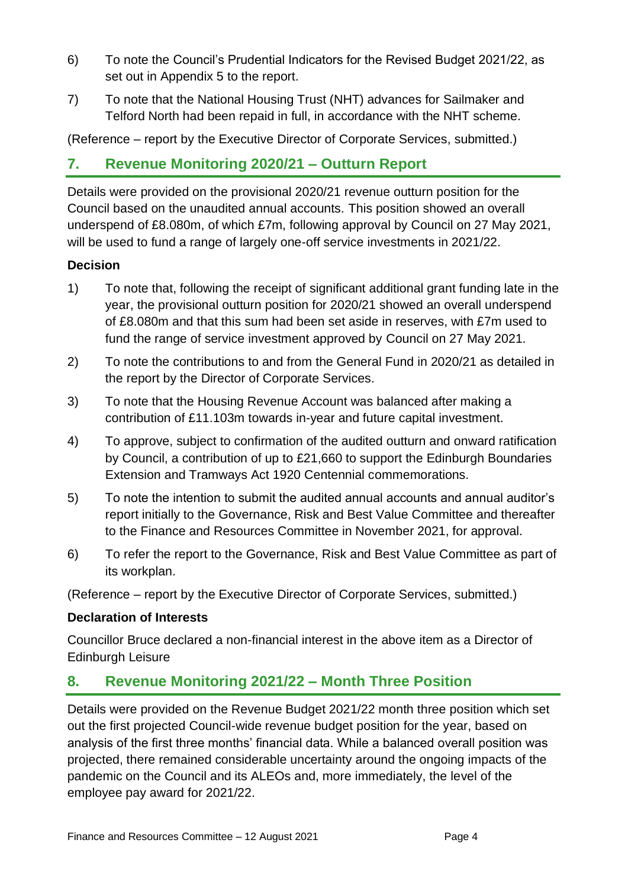6) To note the Council's Prudential Indicators for the Revised Budget 2021/22, as set out in Appendix 5 to the report.

7) To note that the National Housing Trust (NHT) advances for Sailmaker and Telford North had been repaid in full, in accordance with the NHT scheme.

(Reference – report by the Executive Director of Corporate Services, submitted.)

## 7. Revenue Monitoring 2020/21 – Outturn Report

Details were provided on the provisional 2020/21 revenue outturn position for the Council based on the unaudited annual accounts. This position showed an overall underspend of £8.080m, of which £7m, following approval by Council on 27 May 2021, will be used to fund a range of largely one-off service investments in 2021/22.

**Decision**

1) To note that, following the receipt of significant additional grant funding late in the year, the provisional outturn position for 2020/21 showed an overall underspend of £8.080m and that this sum had been set aside in reserves, with £7m used to fund the range of service investment approved by Council on 27 May 2021.

2) To note the contributions to and from the General Fund in 2020/21 as detailed in the report by the Director of Corporate Services.

3) To note that the Housing Revenue Account was balanced after making a contribution of £11.103m towards in-year and future capital investment.

4) To approve, subject to confirmation of the audited outturn and onward ratification by Council, a contribution of up to £21,660 to support the Edinburgh Boundaries Extension and Tramways Act 1920 Centennial commemorations.

5) To note the intention to submit the audited annual accounts and annual auditor's report initially to the Governance, Risk and Best Value Committee and thereafter to the Finance and Resources Committee in November 2021, for approval.

6) To refer the report to the Governance, Risk and Best Value Committee as part of its workplan.

(Reference – report by the Executive Director of Corporate Services, submitted.)

**Declaration of Interests**

Councillor Bruce declared a non-financial interest in the above item as a Director of Edinburgh Leisure

## 8. Revenue Monitoring 2021/22 – Month Three Position

Details were provided on the Revenue Budget 2021/22 month three position which set out the first projected Council-wide revenue budget position for the year, based on analysis of the first three months' financial data. While a balanced overall position was projected, there remained considerable uncertainty around the ongoing impacts of the pandemic on the Council and its ALEOs and, more immediately, the level of the employee pay award for 2021/22.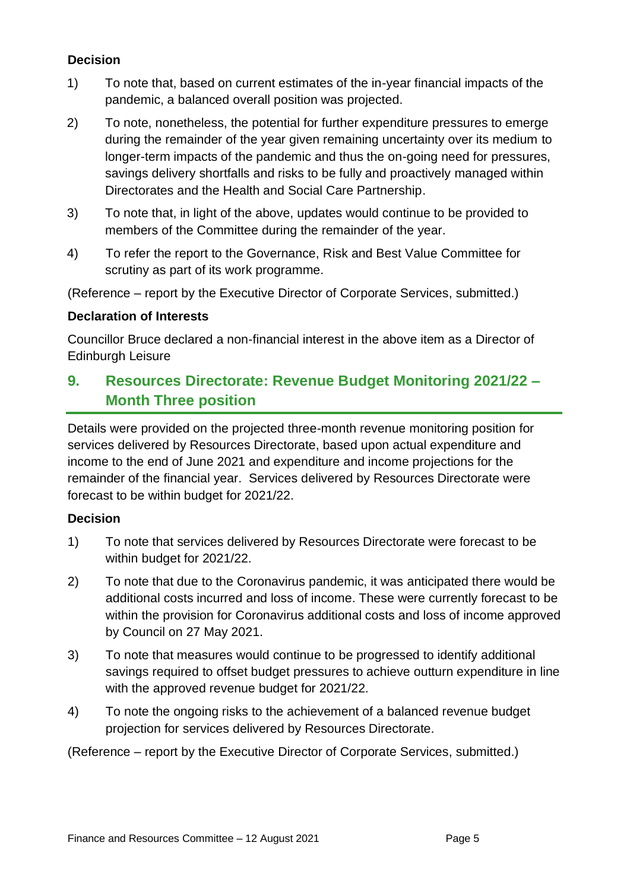**Decision**

1) To note that, based on current estimates of the in-year financial impacts of the pandemic, a balanced overall position was projected.

2) To note, nonetheless, the potential for further expenditure pressures to emerge during the remainder of the year given remaining uncertainty over its medium to longer-term impacts of the pandemic and thus the on-going need for pressures, savings delivery shortfalls and risks to be fully and proactively managed within Directorates and the Health and Social Care Partnership.

3) To note that, in light of the above, updates would continue to be provided to members of the Committee during the remainder of the year.

4) To refer the report to the Governance, Risk and Best Value Committee for scrutiny as part of its work programme.

(Reference – report by the Executive Director of Corporate Services, submitted.)

**Declaration of Interests**

Councillor Bruce declared a non-financial interest in the above item as a Director of Edinburgh Leisure

## 9. Resources Directorate: Revenue Budget Monitoring 2021/22 – Month Three position

Details were provided on the projected three-month revenue monitoring position for services delivered by Resources Directorate, based upon actual expenditure and income to the end of June 2021 and expenditure and income projections for the remainder of the financial year. Services delivered by Resources Directorate were forecast to be within budget for 2021/22.

**Decision**

1) To note that services delivered by Resources Directorate were forecast to be within budget for 2021/22.

2) To note that due to the Coronavirus pandemic, it was anticipated there would be additional costs incurred and loss of income. These were currently forecast to be within the provision for Coronavirus additional costs and loss of income approved by Council on 27 May 2021.

3) To note that measures would continue to be progressed to identify additional savings required to offset budget pressures to achieve outturn expenditure in line with the approved revenue budget for 2021/22.

4) To note the ongoing risks to the achievement of a balanced revenue budget projection for services delivered by Resources Directorate.

(Reference – report by the Executive Director of Corporate Services, submitted.)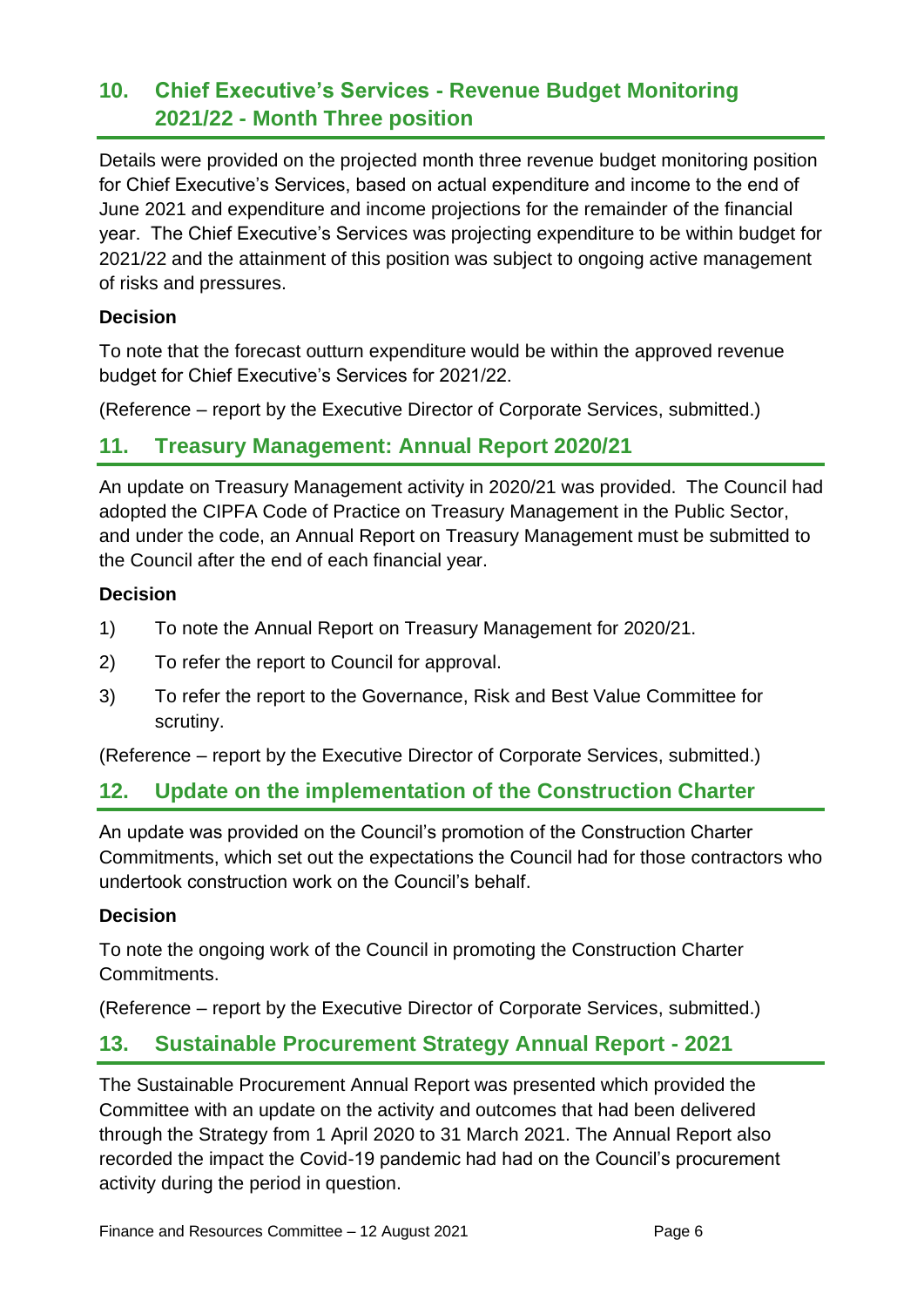## 10. Chief Executive's Services - Revenue Budget Monitoring 2021/22 - Month Three position

Details were provided on the projected month three revenue budget monitoring position for Chief Executive's Services, based on actual expenditure and income to the end of June 2021 and expenditure and income projections for the remainder of the financial year. The Chief Executive's Services was projecting expenditure to be within budget for 2021/22 and the attainment of this position was subject to ongoing active management of risks and pressures.

**Decision**

To note that the forecast outturn expenditure would be within the approved revenue budget for Chief Executive's Services for 2021/22.

(Reference – report by the Executive Director of Corporate Services, submitted.)

## 11. Treasury Management: Annual Report 2020/21

An update on Treasury Management activity in 2020/21 was provided. The Council had adopted the CIPFA Code of Practice on Treasury Management in the Public Sector, and under the code, an Annual Report on Treasury Management must be submitted to the Council after the end of each financial year.

**Decision**

1) To note the Annual Report on Treasury Management for 2020/21.
2) To refer the report to Council for approval.
3) To refer the report to the Governance, Risk and Best Value Committee for scrutiny.

(Reference – report by the Executive Director of Corporate Services, submitted.)

## 12. Update on the implementation of the Construction Charter

An update was provided on the Council's promotion of the Construction Charter Commitments, which set out the expectations the Council had for those contractors who undertook construction work on the Council's behalf.

**Decision**

To note the ongoing work of the Council in promoting the Construction Charter Commitments.

(Reference – report by the Executive Director of Corporate Services, submitted.)

## 13. Sustainable Procurement Strategy Annual Report - 2021

The Sustainable Procurement Annual Report was presented which provided the Committee with an update on the activity and outcomes that had been delivered through the Strategy from 1 April 2020 to 31 March 2021. The Annual Report also recorded the impact the Covid-19 pandemic had had on the Council's procurement activity during the period in question.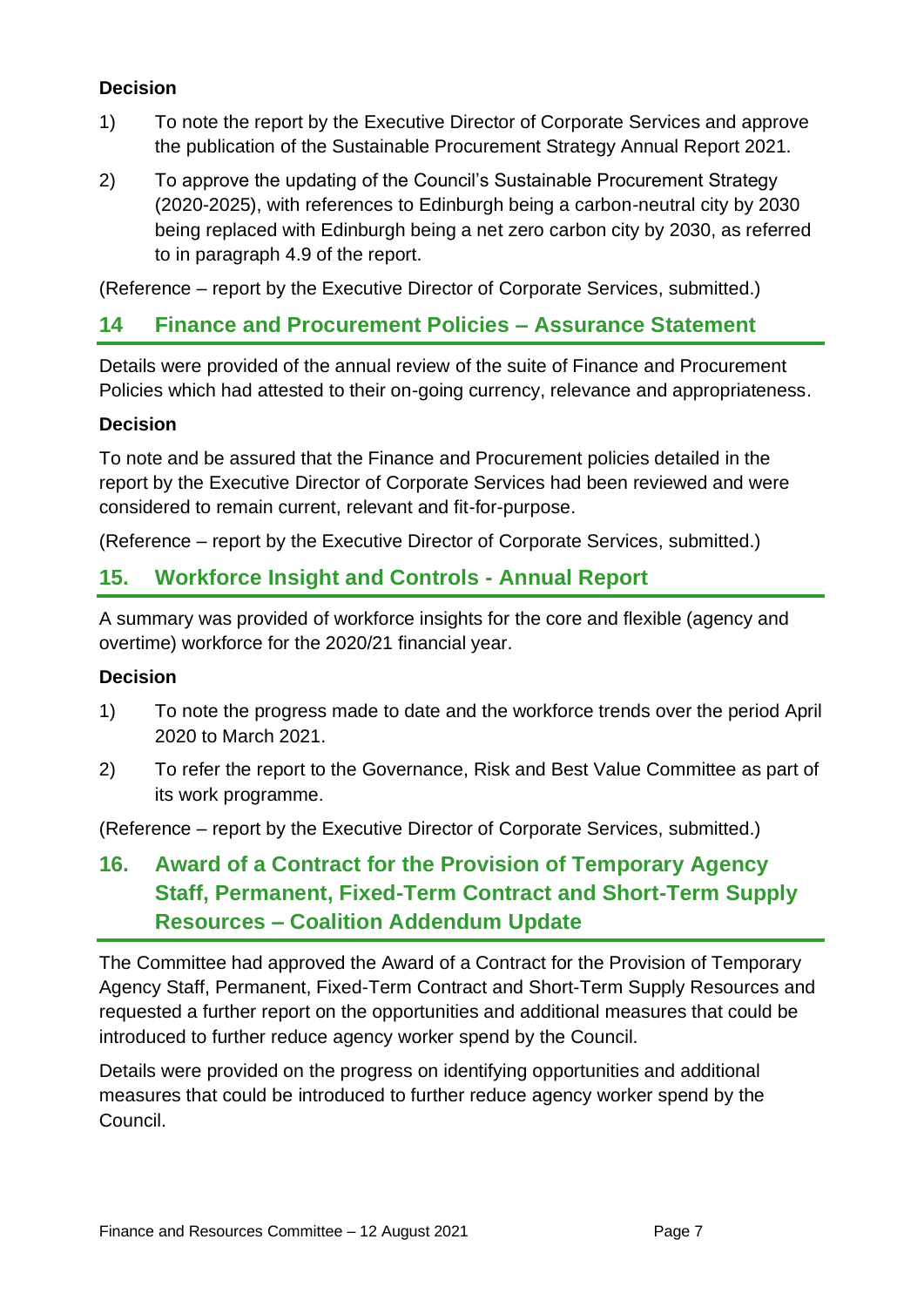**Decision**

1) To note the report by the Executive Director of Corporate Services and approve the publication of the Sustainable Procurement Strategy Annual Report 2021.

2) To approve the updating of the Council's Sustainable Procurement Strategy (2020-2025), with references to Edinburgh being a carbon-neutral city by 2030 being replaced with Edinburgh being a net zero carbon city by 2030, as referred to in paragraph 4.9 of the report.

(Reference – report by the Executive Director of Corporate Services, submitted.)

## 14 Finance and Procurement Policies – Assurance Statement

Details were provided of the annual review of the suite of Finance and Procurement Policies which had attested to their on-going currency, relevance and appropriateness.

**Decision**

To note and be assured that the Finance and Procurement policies detailed in the report by the Executive Director of Corporate Services had been reviewed and were considered to remain current, relevant and fit-for-purpose.

(Reference – report by the Executive Director of Corporate Services, submitted.)

## 15. Workforce Insight and Controls - Annual Report

A summary was provided of workforce insights for the core and flexible (agency and overtime) workforce for the 2020/21 financial year.

**Decision**

1) To note the progress made to date and the workforce trends over the period April 2020 to March 2021.

2) To refer the report to the Governance, Risk and Best Value Committee as part of its work programme.

(Reference – report by the Executive Director of Corporate Services, submitted.)

## 16. Award of a Contract for the Provision of Temporary Agency Staff, Permanent, Fixed-Term Contract and Short-Term Supply Resources – Coalition Addendum Update

The Committee had approved the Award of a Contract for the Provision of Temporary Agency Staff, Permanent, Fixed-Term Contract and Short-Term Supply Resources and requested a further report on the opportunities and additional measures that could be introduced to further reduce agency worker spend by the Council.

Details were provided on the progress on identifying opportunities and additional measures that could be introduced to further reduce agency worker spend by the Council.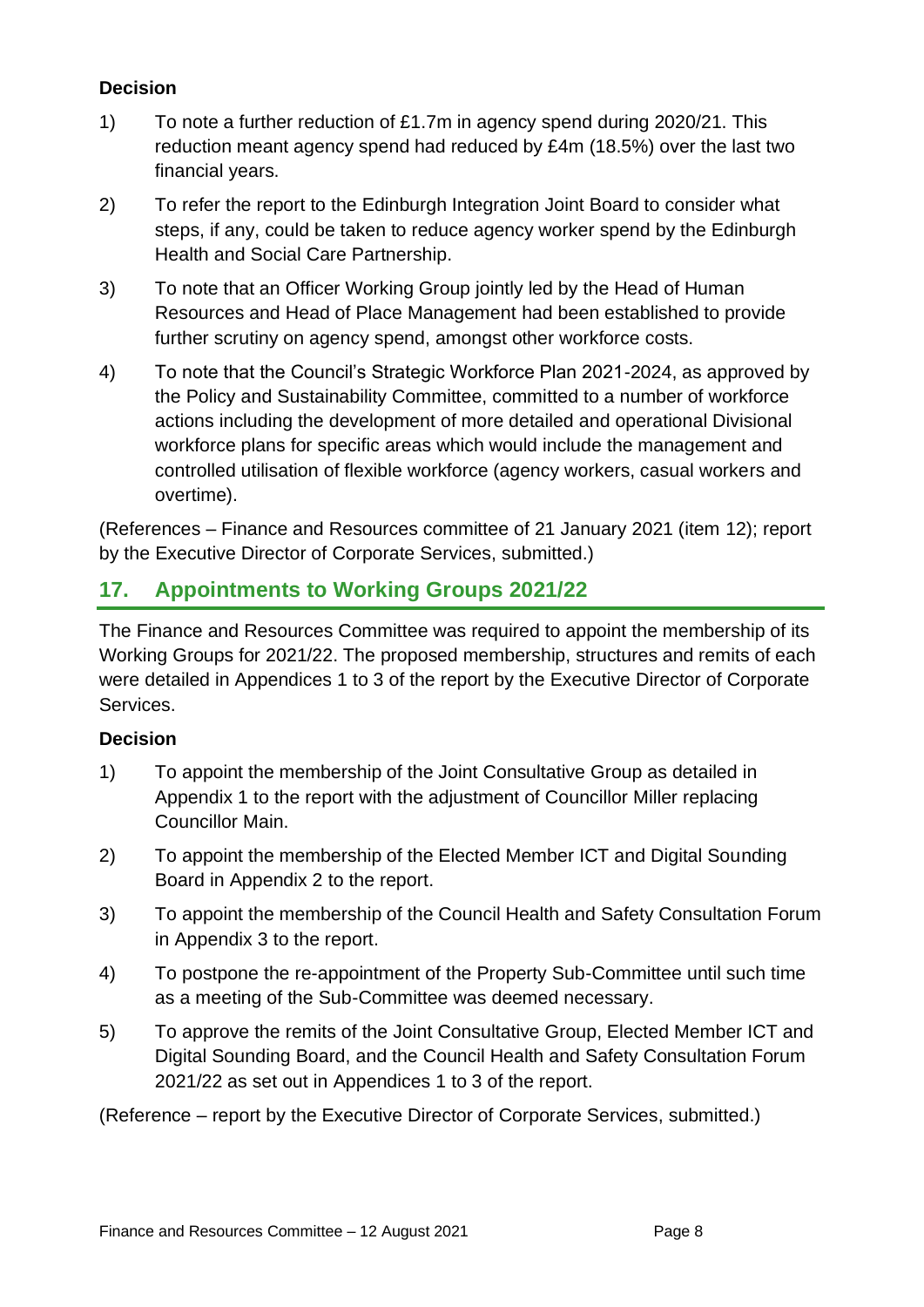**Decision**

1) To note a further reduction of £1.7m in agency spend during 2020/21. This reduction meant agency spend had reduced by £4m (18.5%) over the last two financial years.

2) To refer the report to the Edinburgh Integration Joint Board to consider what steps, if any, could be taken to reduce agency worker spend by the Edinburgh Health and Social Care Partnership.

3) To note that an Officer Working Group jointly led by the Head of Human Resources and Head of Place Management had been established to provide further scrutiny on agency spend, amongst other workforce costs.

4) To note that the Council's Strategic Workforce Plan 2021-2024, as approved by the Policy and Sustainability Committee, committed to a number of workforce actions including the development of more detailed and operational Divisional workforce plans for specific areas which would include the management and controlled utilisation of flexible workforce (agency workers, casual workers and overtime).

(References – Finance and Resources committee of 21 January 2021 (item 12); report by the Executive Director of Corporate Services, submitted.)

## 17. Appointments to Working Groups 2021/22

The Finance and Resources Committee was required to appoint the membership of its Working Groups for 2021/22. The proposed membership, structures and remits of each were detailed in Appendices 1 to 3 of the report by the Executive Director of Corporate Services.

**Decision**

1) To appoint the membership of the Joint Consultative Group as detailed in Appendix 1 to the report with the adjustment of Councillor Miller replacing Councillor Main.

2) To appoint the membership of the Elected Member ICT and Digital Sounding Board in Appendix 2 to the report.

3) To appoint the membership of the Council Health and Safety Consultation Forum in Appendix 3 to the report.

4) To postpone the re-appointment of the Property Sub-Committee until such time as a meeting of the Sub-Committee was deemed necessary.

5) To approve the remits of the Joint Consultative Group, Elected Member ICT and Digital Sounding Board, and the Council Health and Safety Consultation Forum 2021/22 as set out in Appendices 1 to 3 of the report.

(Reference – report by the Executive Director of Corporate Services, submitted.)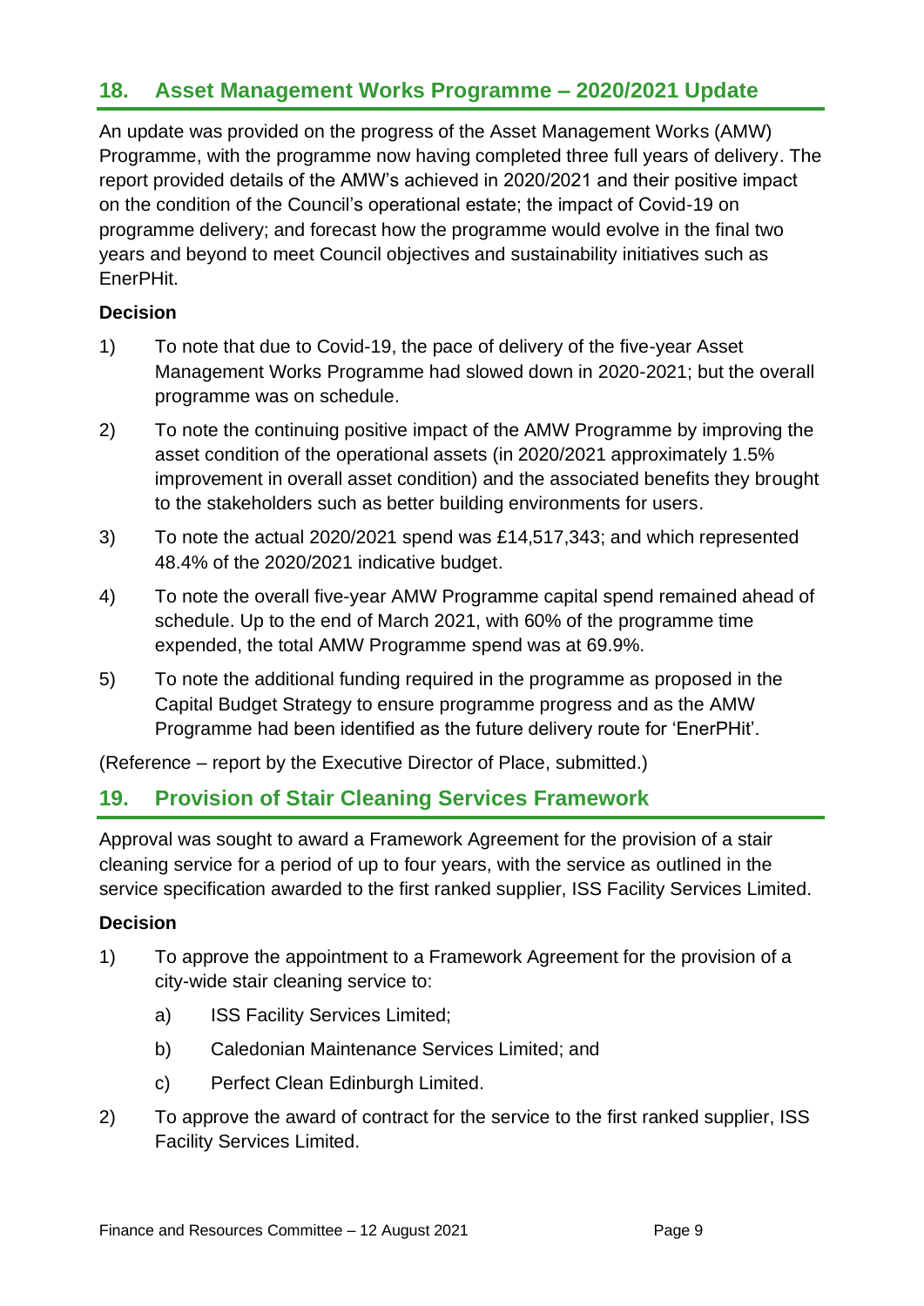## 18. Asset Management Works Programme – 2020/2021 Update

An update was provided on the progress of the Asset Management Works (AMW) Programme, with the programme now having completed three full years of delivery. The report provided details of the AMW's achieved in 2020/2021 and their positive impact on the condition of the Council's operational estate; the impact of Covid-19 on programme delivery; and forecast how the programme would evolve in the final two years and beyond to meet Council objectives and sustainability initiatives such as EnerPHit.

### Decision

1) To note that due to Covid-19, the pace of delivery of the five-year Asset Management Works Programme had slowed down in 2020-2021; but the overall programme was on schedule.

2) To note the continuing positive impact of the AMW Programme by improving the asset condition of the operational assets (in 2020/2021 approximately 1.5% improvement in overall asset condition) and the associated benefits they brought to the stakeholders such as better building environments for users.

3) To note the actual 2020/2021 spend was £14,517,343; and which represented 48.4% of the 2020/2021 indicative budget.

4) To note the overall five-year AMW Programme capital spend remained ahead of schedule. Up to the end of March 2021, with 60% of the programme time expended, the total AMW Programme spend was at 69.9%.

5) To note the additional funding required in the programme as proposed in the Capital Budget Strategy to ensure programme progress and as the AMW Programme had been identified as the future delivery route for 'EnerPHit'.

(Reference – report by the Executive Director of Place, submitted.)

## 19. Provision of Stair Cleaning Services Framework

Approval was sought to award a Framework Agreement for the provision of a stair cleaning service for a period of up to four years, with the service as outlined in the service specification awarded to the first ranked supplier, ISS Facility Services Limited.

### Decision

1) To approve the appointment to a Framework Agreement for the provision of a city-wide stair cleaning service to:

    a) ISS Facility Services Limited;

    b) Caledonian Maintenance Services Limited; and

    c) Perfect Clean Edinburgh Limited.

2) To approve the award of contract for the service to the first ranked supplier, ISS Facility Services Limited.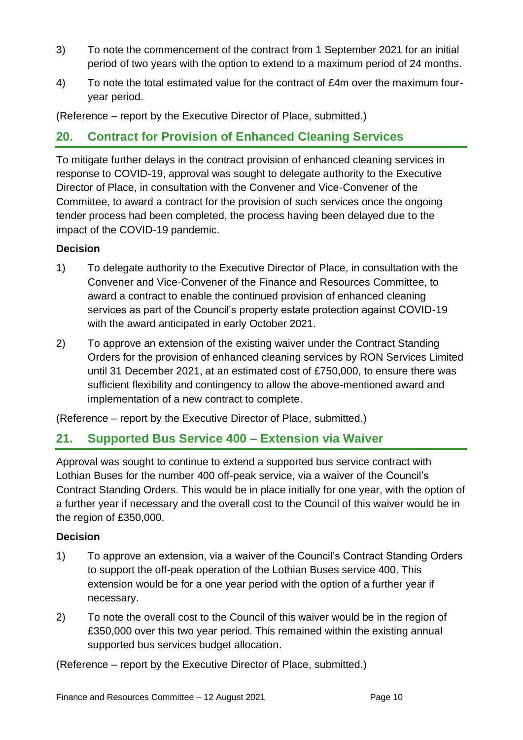3) To note the commencement of the contract from 1 September 2021 for an initial period of two years with the option to extend to a maximum period of 24 months.

4) To note the total estimated value for the contract of £4m over the maximum four-year period.

(Reference – report by the Executive Director of Place, submitted.)

## 20. Contract for Provision of Enhanced Cleaning Services

To mitigate further delays in the contract provision of enhanced cleaning services in response to COVID-19, approval was sought to delegate authority to the Executive Director of Place, in consultation with the Convener and Vice-Convener of the Committee, to award a contract for the provision of such services once the ongoing tender process had been completed, the process having been delayed due to the impact of the COVID-19 pandemic.

**Decision**

1) To delegate authority to the Executive Director of Place, in consultation with the Convener and Vice-Convener of the Finance and Resources Committee, to award a contract to enable the continued provision of enhanced cleaning services as part of the Council's property estate protection against COVID-19 with the award anticipated in early October 2021.

2) To approve an extension of the existing waiver under the Contract Standing Orders for the provision of enhanced cleaning services by RON Services Limited until 31 December 2021, at an estimated cost of £750,000, to ensure there was sufficient flexibility and contingency to allow the above-mentioned award and implementation of a new contract to complete.

(Reference – report by the Executive Director of Place, submitted.)

## 21. Supported Bus Service 400 – Extension via Waiver

Approval was sought to continue to extend a supported bus service contract with Lothian Buses for the number 400 off-peak service, via a waiver of the Council's Contract Standing Orders. This would be in place initially for one year, with the option of a further year if necessary and the overall cost to the Council of this waiver would be in the region of £350,000.

**Decision**

1) To approve an extension, via a waiver of the Council's Contract Standing Orders to support the off-peak operation of the Lothian Buses service 400. This extension would be for a one year period with the option of a further year if necessary.

2) To note the overall cost to the Council of this waiver would be in the region of £350,000 over this two year period. This remained within the existing annual supported bus services budget allocation.

(Reference – report by the Executive Director of Place, submitted.)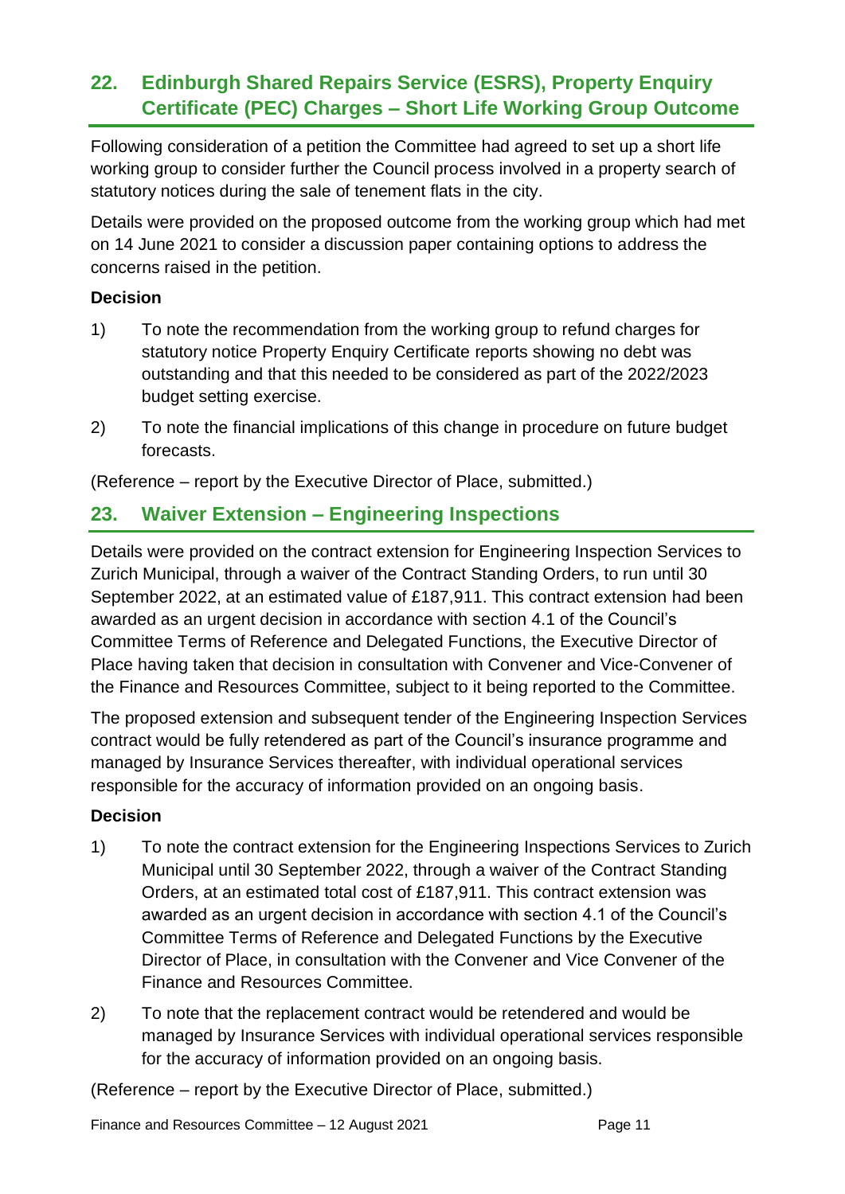## 22. Edinburgh Shared Repairs Service (ESRS), Property Enquiry Certificate (PEC) Charges – Short Life Working Group Outcome

Following consideration of a petition the Committee had agreed to set up a short life working group to consider further the Council process involved in a property search of statutory notices during the sale of tenement flats in the city.

Details were provided on the proposed outcome from the working group which had met on 14 June 2021 to consider a discussion paper containing options to address the concerns raised in the petition.

**Decision**

1) To note the recommendation from the working group to refund charges for statutory notice Property Enquiry Certificate reports showing no debt was outstanding and that this needed to be considered as part of the 2022/2023 budget setting exercise.

2) To note the financial implications of this change in procedure on future budget forecasts.

(Reference – report by the Executive Director of Place, submitted.)

## 23. Waiver Extension – Engineering Inspections

Details were provided on the contract extension for Engineering Inspection Services to Zurich Municipal, through a waiver of the Contract Standing Orders, to run until 30 September 2022, at an estimated value of £187,911. This contract extension had been awarded as an urgent decision in accordance with section 4.1 of the Council's Committee Terms of Reference and Delegated Functions, the Executive Director of Place having taken that decision in consultation with Convener and Vice-Convener of the Finance and Resources Committee, subject to it being reported to the Committee.

The proposed extension and subsequent tender of the Engineering Inspection Services contract would be fully retendered as part of the Council's insurance programme and managed by Insurance Services thereafter, with individual operational services responsible for the accuracy of information provided on an ongoing basis.

**Decision**

1) To note the contract extension for the Engineering Inspections Services to Zurich Municipal until 30 September 2022, through a waiver of the Contract Standing Orders, at an estimated total cost of £187,911. This contract extension was awarded as an urgent decision in accordance with section 4.1 of the Council's Committee Terms of Reference and Delegated Functions by the Executive Director of Place, in consultation with the Convener and Vice Convener of the Finance and Resources Committee.

2) To note that the replacement contract would be retendered and would be managed by Insurance Services with individual operational services responsible for the accuracy of information provided on an ongoing basis.

(Reference – report by the Executive Director of Place, submitted.)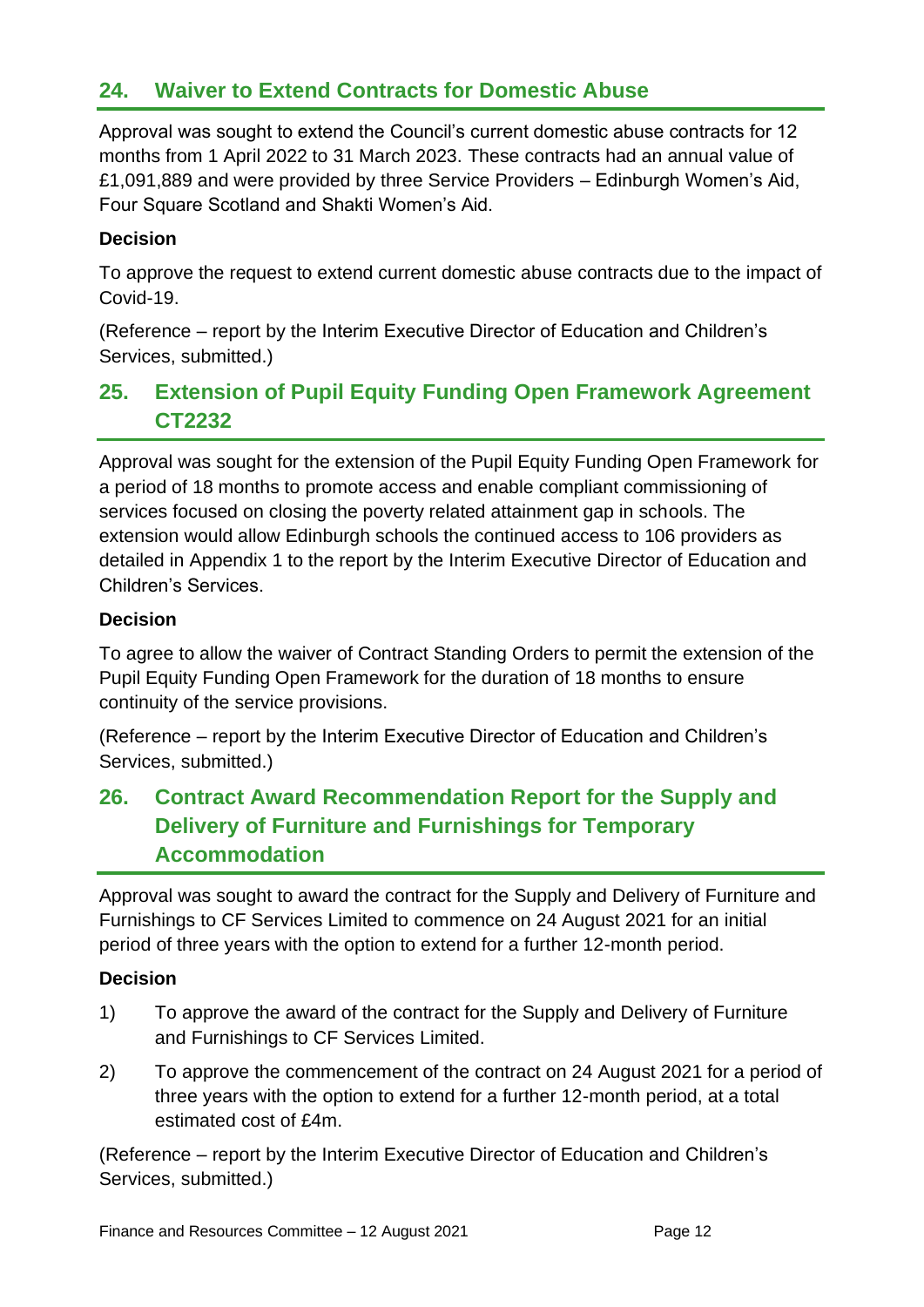## 24. Waiver to Extend Contracts for Domestic Abuse

Approval was sought to extend the Council's current domestic abuse contracts for 12 months from 1 April 2022 to 31 March 2023. These contracts had an annual value of £1,091,889 and were provided by three Service Providers – Edinburgh Women's Aid, Four Square Scotland and Shakti Women's Aid.

**Decision**

To approve the request to extend current domestic abuse contracts due to the impact of Covid-19.

(Reference – report by the Interim Executive Director of Education and Children's Services, submitted.)

## 25. Extension of Pupil Equity Funding Open Framework Agreement CT2232

Approval was sought for the extension of the Pupil Equity Funding Open Framework for a period of 18 months to promote access and enable compliant commissioning of services focused on closing the poverty related attainment gap in schools. The extension would allow Edinburgh schools the continued access to 106 providers as detailed in Appendix 1 to the report by the Interim Executive Director of Education and Children's Services.

**Decision**

To agree to allow the waiver of Contract Standing Orders to permit the extension of the Pupil Equity Funding Open Framework for the duration of 18 months to ensure continuity of the service provisions.

(Reference – report by the Interim Executive Director of Education and Children's Services, submitted.)

## 26. Contract Award Recommendation Report for the Supply and Delivery of Furniture and Furnishings for Temporary Accommodation

Approval was sought to award the contract for the Supply and Delivery of Furniture and Furnishings to CF Services Limited to commence on 24 August 2021 for an initial period of three years with the option to extend for a further 12-month period.

**Decision**

1) To approve the award of the contract for the Supply and Delivery of Furniture and Furnishings to CF Services Limited.

2) To approve the commencement of the contract on 24 August 2021 for a period of three years with the option to extend for a further 12-month period, at a total estimated cost of £4m.

(Reference – report by the Interim Executive Director of Education and Children's Services, submitted.)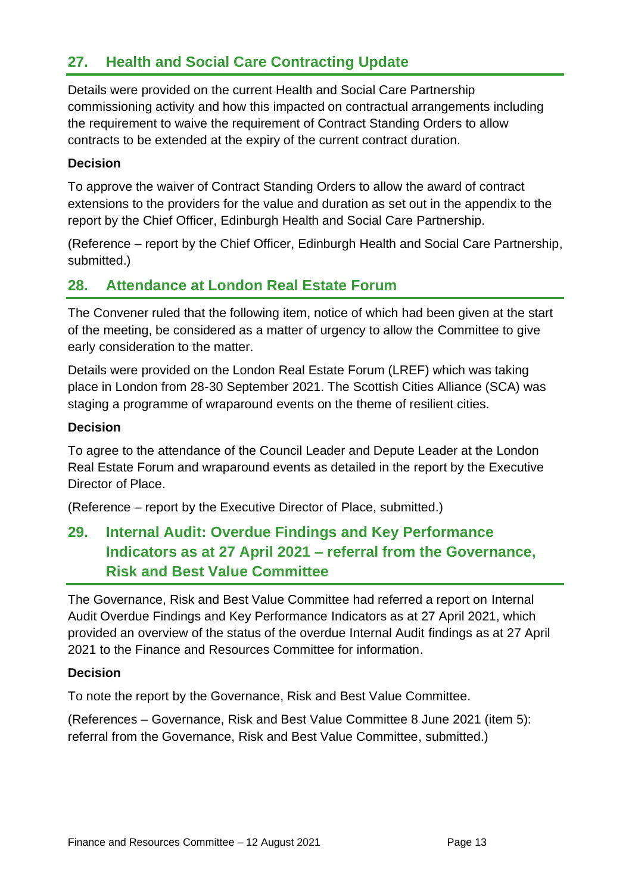## 27. Health and Social Care Contracting Update

Details were provided on the current Health and Social Care Partnership commissioning activity and how this impacted on contractual arrangements including the requirement to waive the requirement of Contract Standing Orders to allow contracts to be extended at the expiry of the current contract duration.

**Decision**

To approve the waiver of Contract Standing Orders to allow the award of contract extensions to the providers for the value and duration as set out in the appendix to the report by the Chief Officer, Edinburgh Health and Social Care Partnership.

(Reference – report by the Chief Officer, Edinburgh Health and Social Care Partnership, submitted.)

## 28. Attendance at London Real Estate Forum

The Convener ruled that the following item, notice of which had been given at the start of the meeting, be considered as a matter of urgency to allow the Committee to give early consideration to the matter.

Details were provided on the London Real Estate Forum (LREF) which was taking place in London from 28-30 September 2021. The Scottish Cities Alliance (SCA) was staging a programme of wraparound events on the theme of resilient cities.

**Decision**

To agree to the attendance of the Council Leader and Depute Leader at the London Real Estate Forum and wraparound events as detailed in the report by the Executive Director of Place.

(Reference – report by the Executive Director of Place, submitted.)

## 29. Internal Audit: Overdue Findings and Key Performance Indicators as at 27 April 2021 – referral from the Governance, Risk and Best Value Committee

The Governance, Risk and Best Value Committee had referred a report on Internal Audit Overdue Findings and Key Performance Indicators as at 27 April 2021, which provided an overview of the status of the overdue Internal Audit findings as at 27 April 2021 to the Finance and Resources Committee for information.

**Decision**

To note the report by the Governance, Risk and Best Value Committee.

(References – Governance, Risk and Best Value Committee 8 June 2021 (item 5): referral from the Governance, Risk and Best Value Committee, submitted.)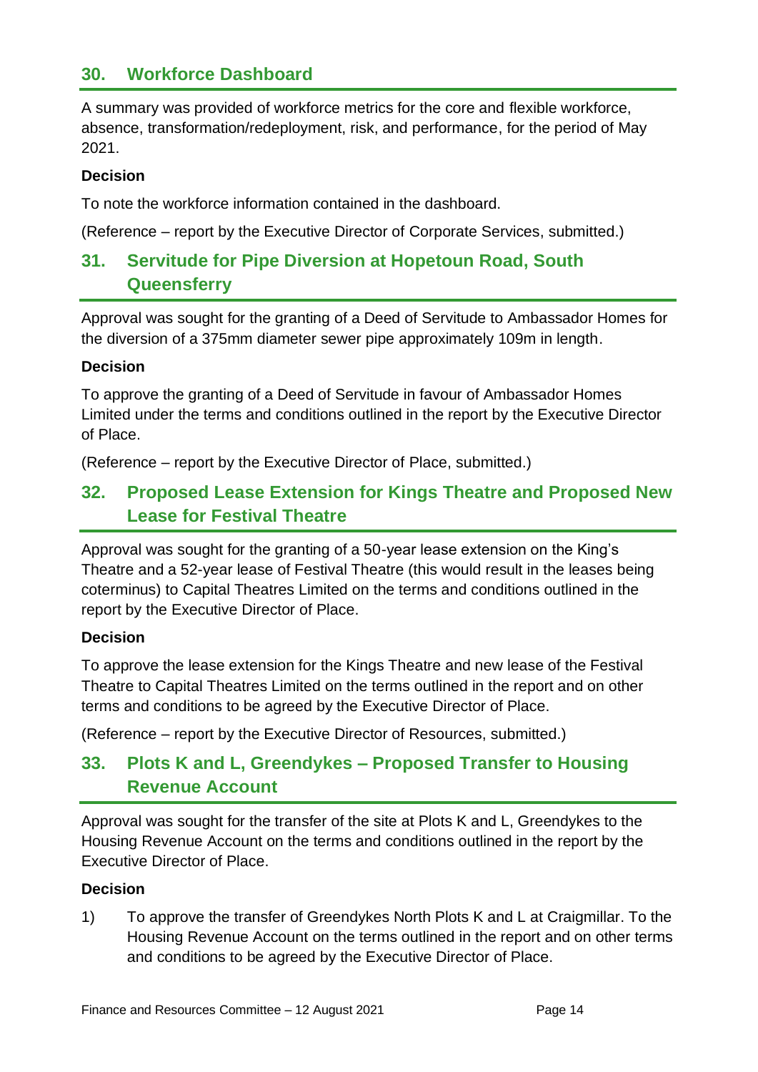## 30. Workforce Dashboard

A summary was provided of workforce metrics for the core and flexible workforce, absence, transformation/redeployment, risk, and performance, for the period of May 2021.

**Decision**

To note the workforce information contained in the dashboard.

(Reference – report by the Executive Director of Corporate Services, submitted.)

## 31. Servitude for Pipe Diversion at Hopetoun Road, South Queensferry

Approval was sought for the granting of a Deed of Servitude to Ambassador Homes for the diversion of a 375mm diameter sewer pipe approximately 109m in length.

**Decision**

To approve the granting of a Deed of Servitude in favour of Ambassador Homes Limited under the terms and conditions outlined in the report by the Executive Director of Place.

(Reference – report by the Executive Director of Place, submitted.)

## 32. Proposed Lease Extension for Kings Theatre and Proposed New Lease for Festival Theatre

Approval was sought for the granting of a 50-year lease extension on the King's Theatre and a 52-year lease of Festival Theatre (this would result in the leases being coterminus) to Capital Theatres Limited on the terms and conditions outlined in the report by the Executive Director of Place.

**Decision**

To approve the lease extension for the Kings Theatre and new lease of the Festival Theatre to Capital Theatres Limited on the terms outlined in the report and on other terms and conditions to be agreed by the Executive Director of Place.

(Reference – report by the Executive Director of Resources, submitted.)

## 33. Plots K and L, Greendykes – Proposed Transfer to Housing Revenue Account

Approval was sought for the transfer of the site at Plots K and L, Greendykes to the Housing Revenue Account on the terms and conditions outlined in the report by the Executive Director of Place.

**Decision**

1) To approve the transfer of Greendykes North Plots K and L at Craigmillar. To the Housing Revenue Account on the terms outlined in the report and on other terms and conditions to be agreed by the Executive Director of Place.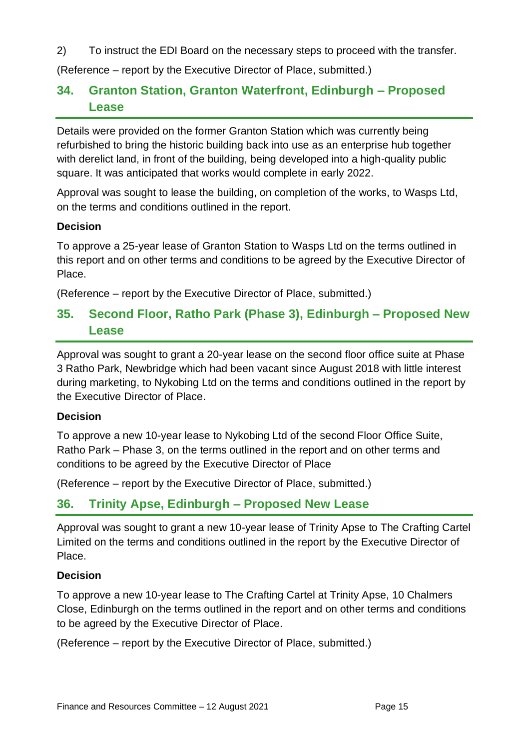2) To instruct the EDI Board on the necessary steps to proceed with the transfer.

(Reference – report by the Executive Director of Place, submitted.)

## 34. Granton Station, Granton Waterfront, Edinburgh – Proposed Lease

Details were provided on the former Granton Station which was currently being refurbished to bring the historic building back into use as an enterprise hub together with derelict land, in front of the building, being developed into a high-quality public square. It was anticipated that works would complete in early 2022.

Approval was sought to lease the building, on completion of the works, to Wasps Ltd, on the terms and conditions outlined in the report.

**Decision**

To approve a 25-year lease of Granton Station to Wasps Ltd on the terms outlined in this report and on other terms and conditions to be agreed by the Executive Director of Place.

(Reference – report by the Executive Director of Place, submitted.)

## 35. Second Floor, Ratho Park (Phase 3), Edinburgh – Proposed New Lease

Approval was sought to grant a 20-year lease on the second floor office suite at Phase 3 Ratho Park, Newbridge which had been vacant since August 2018 with little interest during marketing, to Nykobing Ltd on the terms and conditions outlined in the report by the Executive Director of Place.

**Decision**

To approve a new 10-year lease to Nykobing Ltd of the second Floor Office Suite, Ratho Park – Phase 3, on the terms outlined in the report and on other terms and conditions to be agreed by the Executive Director of Place

(Reference – report by the Executive Director of Place, submitted.)

## 36. Trinity Apse, Edinburgh – Proposed New Lease

Approval was sought to grant a new 10-year lease of Trinity Apse to The Crafting Cartel Limited on the terms and conditions outlined in the report by the Executive Director of Place.

**Decision**

To approve a new 10-year lease to The Crafting Cartel at Trinity Apse, 10 Chalmers Close, Edinburgh on the terms outlined in the report and on other terms and conditions to be agreed by the Executive Director of Place.

(Reference – report by the Executive Director of Place, submitted.)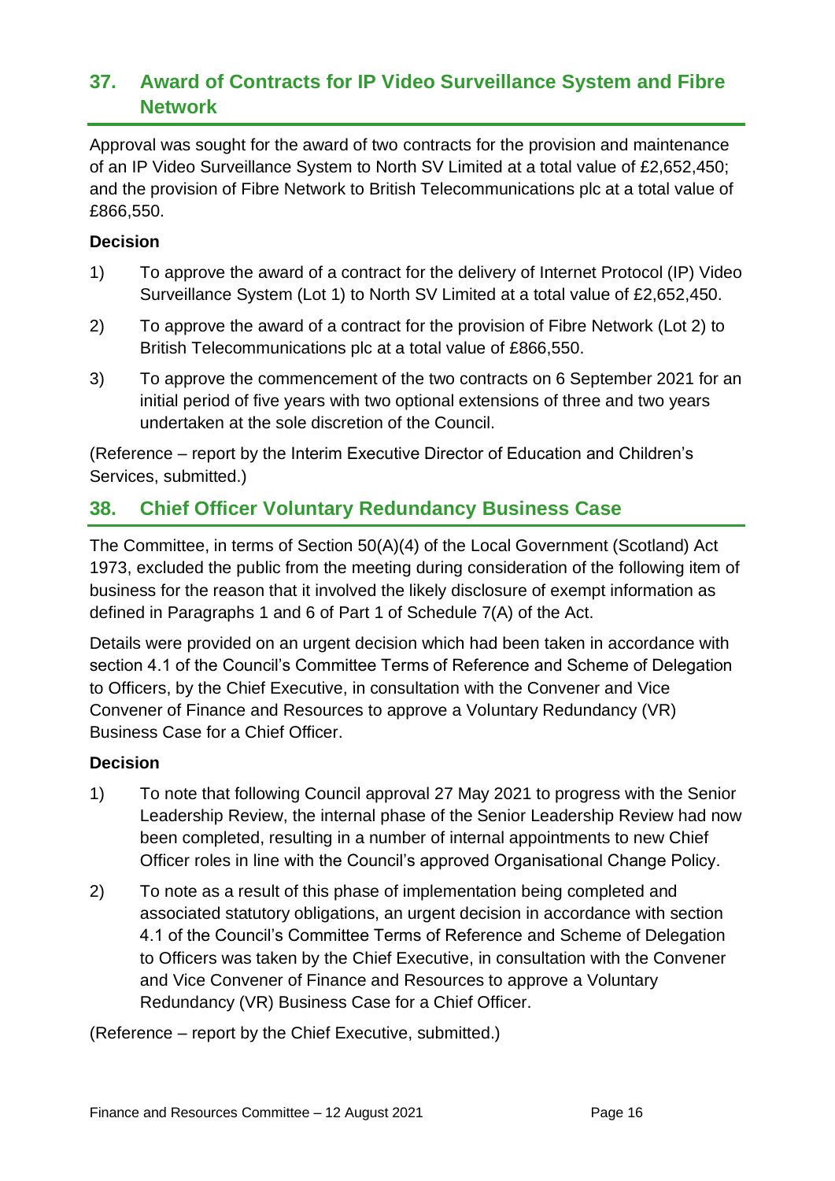## 37. Award of Contracts for IP Video Surveillance System and Fibre Network

Approval was sought for the award of two contracts for the provision and maintenance of an IP Video Surveillance System to North SV Limited at a total value of £2,652,450; and the provision of Fibre Network to British Telecommunications plc at a total value of £866,550.

**Decision**

1) To approve the award of a contract for the delivery of Internet Protocol (IP) Video Surveillance System (Lot 1) to North SV Limited at a total value of £2,652,450.

2) To approve the award of a contract for the provision of Fibre Network (Lot 2) to British Telecommunications plc at a total value of £866,550.

3) To approve the commencement of the two contracts on 6 September 2021 for an initial period of five years with two optional extensions of three and two years undertaken at the sole discretion of the Council.

(Reference – report by the Interim Executive Director of Education and Children's Services, submitted.)

## 38. Chief Officer Voluntary Redundancy Business Case

The Committee, in terms of Section 50(A)(4) of the Local Government (Scotland) Act 1973, excluded the public from the meeting during consideration of the following item of business for the reason that it involved the likely disclosure of exempt information as defined in Paragraphs 1 and 6 of Part 1 of Schedule 7(A) of the Act.

Details were provided on an urgent decision which had been taken in accordance with section 4.1 of the Council's Committee Terms of Reference and Scheme of Delegation to Officers, by the Chief Executive, in consultation with the Convener and Vice Convener of Finance and Resources to approve a Voluntary Redundancy (VR) Business Case for a Chief Officer.

**Decision**

1) To note that following Council approval 27 May 2021 to progress with the Senior Leadership Review, the internal phase of the Senior Leadership Review had now been completed, resulting in a number of internal appointments to new Chief Officer roles in line with the Council's approved Organisational Change Policy.

2) To note as a result of this phase of implementation being completed and associated statutory obligations, an urgent decision in accordance with section 4.1 of the Council's Committee Terms of Reference and Scheme of Delegation to Officers was taken by the Chief Executive, in consultation with the Convener and Vice Convener of Finance and Resources to approve a Voluntary Redundancy (VR) Business Case for a Chief Officer.

(Reference – report by the Chief Executive, submitted.)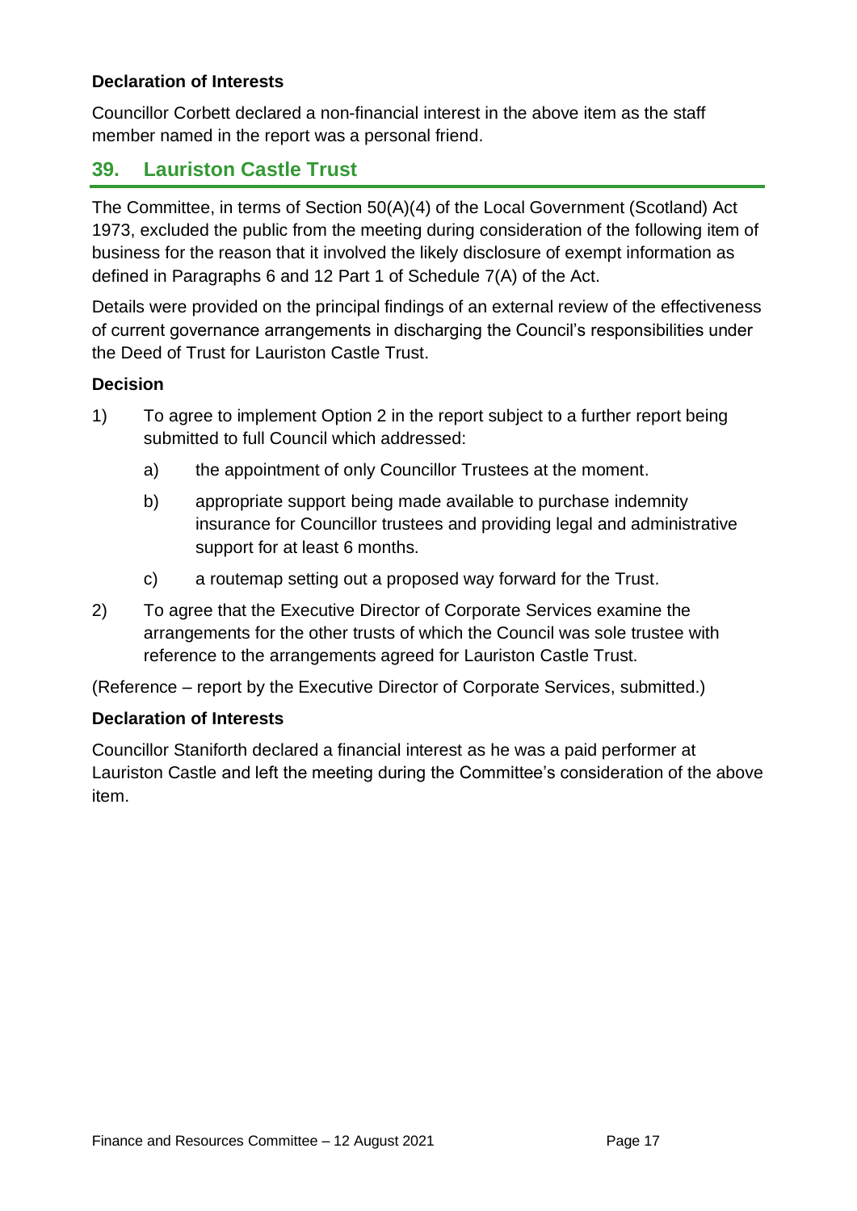### Declaration of Interests

Councillor Corbett declared a non-financial interest in the above item as the staff member named in the report was a personal friend.

## 39. Lauriston Castle Trust

The Committee, in terms of Section 50(A)(4) of the Local Government (Scotland) Act 1973, excluded the public from the meeting during consideration of the following item of business for the reason that it involved the likely disclosure of exempt information as defined in Paragraphs 6 and 12 Part 1 of Schedule 7(A) of the Act.

Details were provided on the principal findings of an external review of the effectiveness of current governance arrangements in discharging the Council's responsibilities under the Deed of Trust for Lauriston Castle Trust.

### Decision

1) To agree to implement Option 2 in the report subject to a further report being submitted to full Council which addressed:

    a) the appointment of only Councillor Trustees at the moment.

    b) appropriate support being made available to purchase indemnity insurance for Councillor trustees and providing legal and administrative support for at least 6 months.

    c) a routemap setting out a proposed way forward for the Trust.

2) To agree that the Executive Director of Corporate Services examine the arrangements for the other trusts of which the Council was sole trustee with reference to the arrangements agreed for Lauriston Castle Trust.

(Reference – report by the Executive Director of Corporate Services, submitted.)

### Declaration of Interests

Councillor Staniforth declared a financial interest as he was a paid performer at Lauriston Castle and left the meeting during the Committee's consideration of the above item.